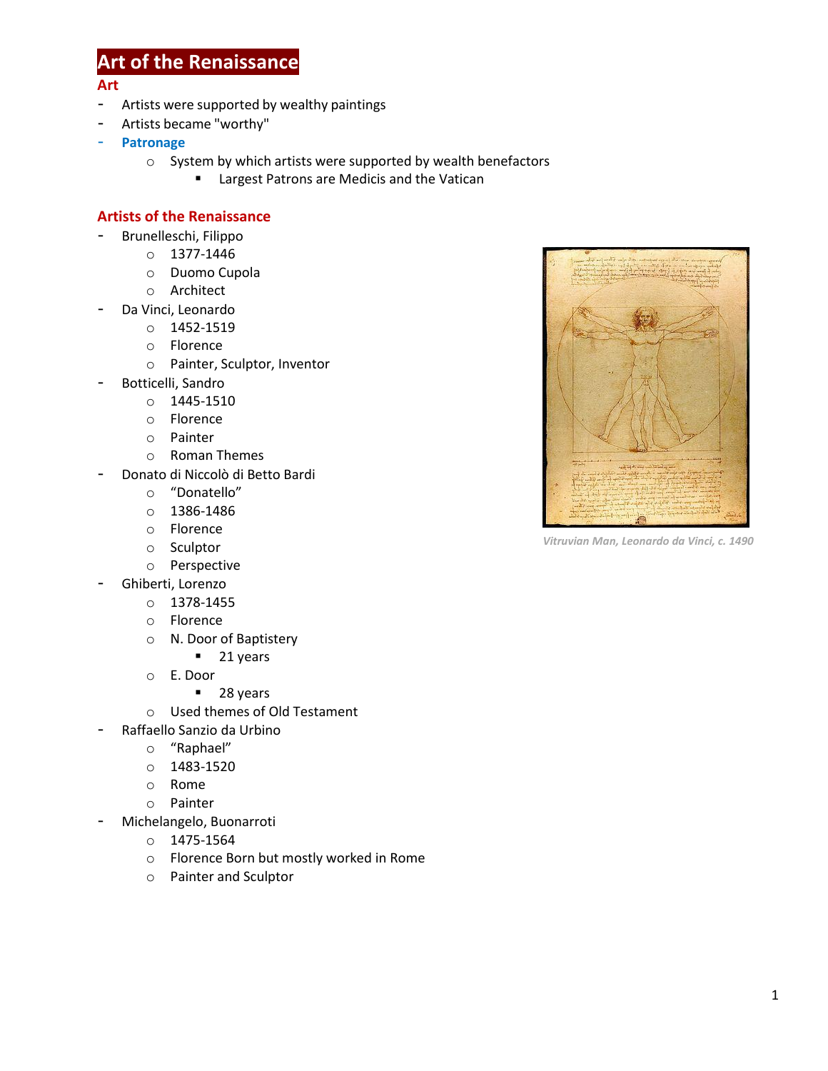# Art of the Renaissance

## Art

- Artists were supported by wealthy paintings
- Artists became "worthy"
- **Patronage**
  - System by which artists were supported by wealth benefactors
    - Largest Patrons are Medicis and the Vatican

## Artists of the Renaissance

- Brunelleschi, Filippo
  - 1377-1446
  - Duomo Cupola
  - Architect
- Da Vinci, Leonardo
  - 1452-1519
  - Florence
  - Painter, Sculptor, Inventor
- Botticelli, Sandro
  - 1445-1510
  - Florence
  - Painter
  - Roman Themes
- Donato di Niccolò di Betto Bardi
  - "Donatello"
  - 1386-1486
  - Florence
  - Sculptor
  - Perspective
- Ghiberti, Lorenzo
  - 1378-1455
  - Florence
  - N. Door of Baptistery
    - 21 years
  - E. Door
    - 28 years
  - Used themes of Old Testament
- Raffaello Sanzio da Urbino
  - "Raphael"
  - 1483-1520
  - Rome
  - Painter
- Michelangelo, Buonarroti
  - 1475-1564
  - Florence Born but mostly worked in Rome
  - Painter and Sculptor

*Vitruvian Man, Leonardo da Vinci, c. 1490*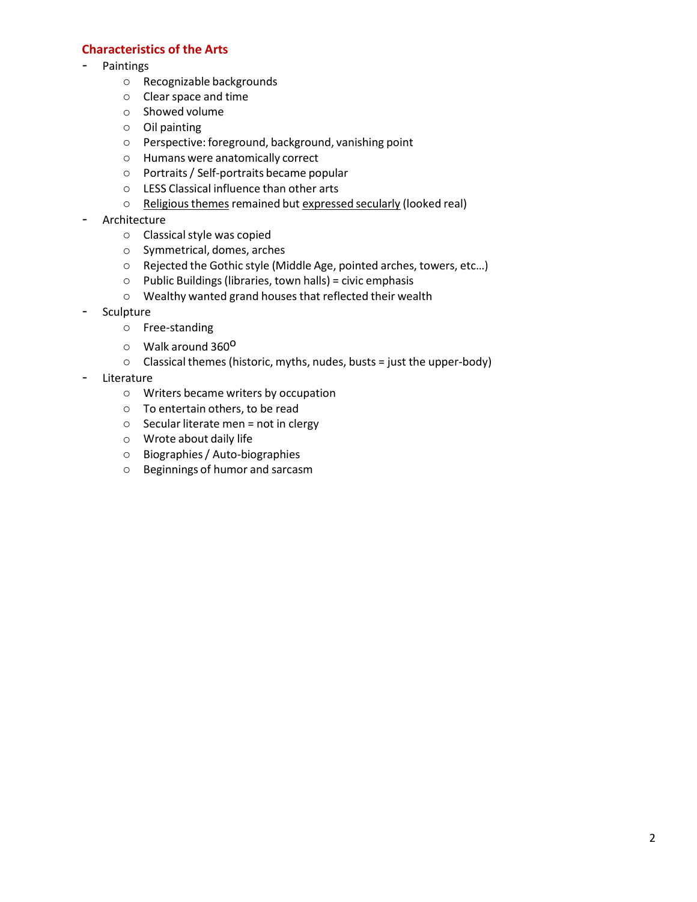## Characteristics of the Arts

- Paintings
  - Recognizable backgrounds
  - Clear space and time
  - Showed volume
  - Oil painting
  - Perspective: foreground, background, vanishing point
  - Humans were anatomically correct
  - Portraits / Self-portraits became popular
  - LESS Classical influence than other arts
  - <u>Religious themes</u> remained but <u>expressed secularly</u> (looked real)
- Architecture
  - Classical style was copied
  - Symmetrical, domes, arches
  - Rejected the Gothic style (Middle Age, pointed arches, towers, etc…)
  - Public Buildings (libraries, town halls) = civic emphasis
  - Wealthy wanted grand houses that reflected their wealth
- Sculpture
  - Free-standing
  - Walk around $360^o$
  - Classical themes (historic, myths, nudes, busts = just the upper-body)
- Literature
  - Writers became writers by occupation
  - To entertain others, to be read
  - Secular literate men = not in clergy
  - Wrote about daily life
  - Biographies / Auto-biographies
  - Beginnings of humor and sarcasm